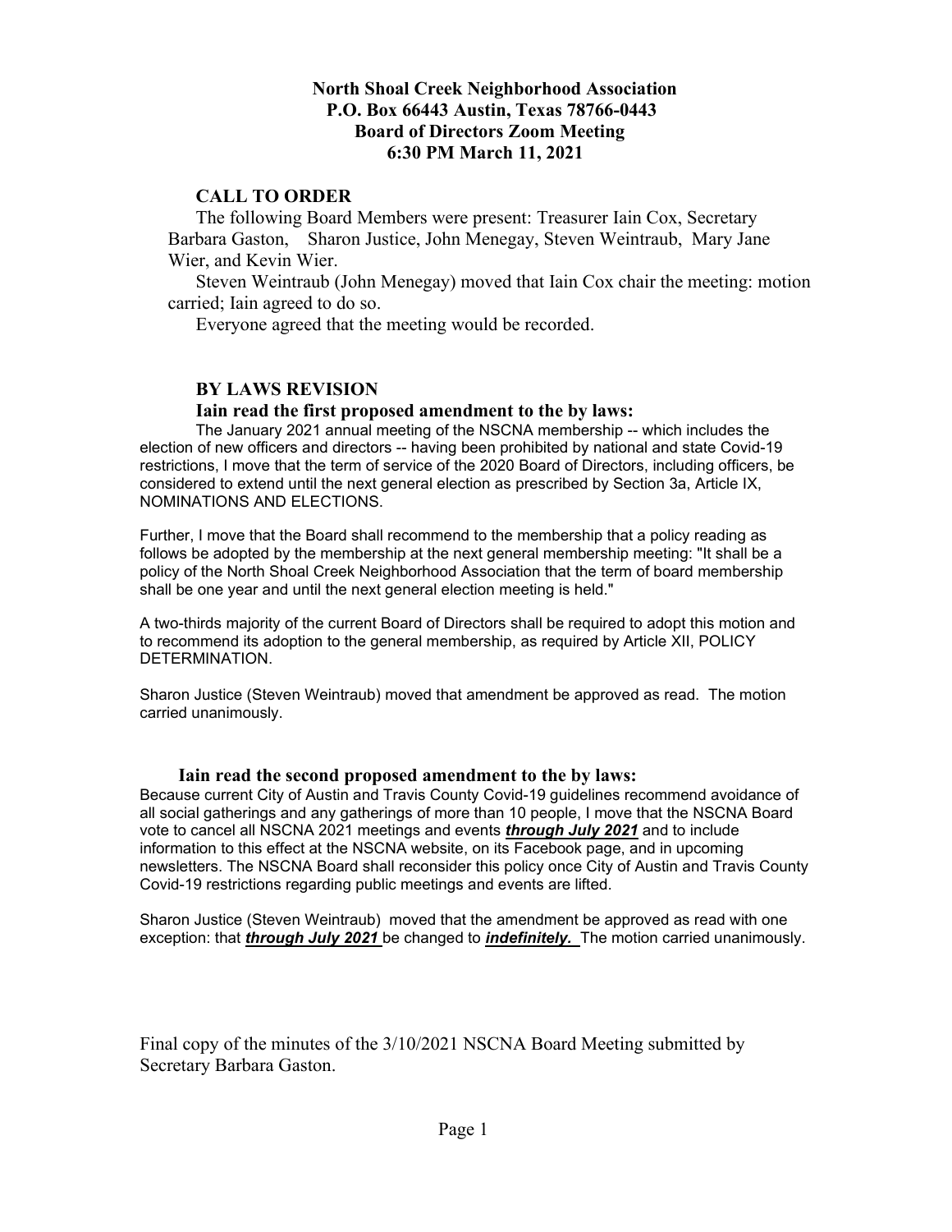**North Shoal Creek Neighborhood Association**
**P.O. Box 66443 Austin, Texas 78766-0443**
**Board of Directors Zoom Meeting**
**6:30 PM March 11, 2021**

## CALL TO ORDER

The following Board Members were present: Treasurer Iain Cox, Secretary Barbara Gaston, Sharon Justice, John Menegay, Steven Weintraub, Mary Jane Wier, and Kevin Wier.

Steven Weintraub (John Menegay) moved that Iain Cox chair the meeting: motion carried; Iain agreed to do so.

Everyone agreed that the meeting would be recorded.

## BY LAWS REVISION

### Iain read the first proposed amendment to the by laws:

The January 2021 annual meeting of the NSCNA membership -- which includes the election of new officers and directors -- having been prohibited by national and state Covid-19 restrictions, I move that the term of service of the 2020 Board of Directors, including officers, be considered to extend until the next general election as prescribed by Section 3a, Article IX, NOMINATIONS AND ELECTIONS.

Further, I move that the Board shall recommend to the membership that a policy reading as follows be adopted by the membership at the next general membership meeting: "It shall be a policy of the North Shoal Creek Neighborhood Association that the term of board membership shall be one year and until the next general election meeting is held."

A two-thirds majority of the current Board of Directors shall be required to adopt this motion and to recommend its adoption to the general membership, as required by Article XII, POLICY DETERMINATION.

Sharon Justice (Steven Weintraub) moved that amendment be approved as read. The motion carried unanimously.

### Iain read the second proposed amendment to the by laws:

Because current City of Austin and Travis County Covid-19 guidelines recommend avoidance of all social gatherings and any gatherings of more than 10 people, I move that the NSCNA Board vote to cancel all NSCNA 2021 meetings and events ***through July 2021*** and to include information to this effect at the NSCNA website, on its Facebook page, and in upcoming newsletters. The NSCNA Board shall reconsider this policy once City of Austin and Travis County Covid-19 restrictions regarding public meetings and events are lifted.

Sharon Justice (Steven Weintraub) moved that the amendment be approved as read with one exception: that ***through July 2021*** be changed to ***indefinitely.*** The motion carried unanimously.

Final copy of the minutes of the 3/10/2021 NSCNA Board Meeting submitted by Secretary Barbara Gaston.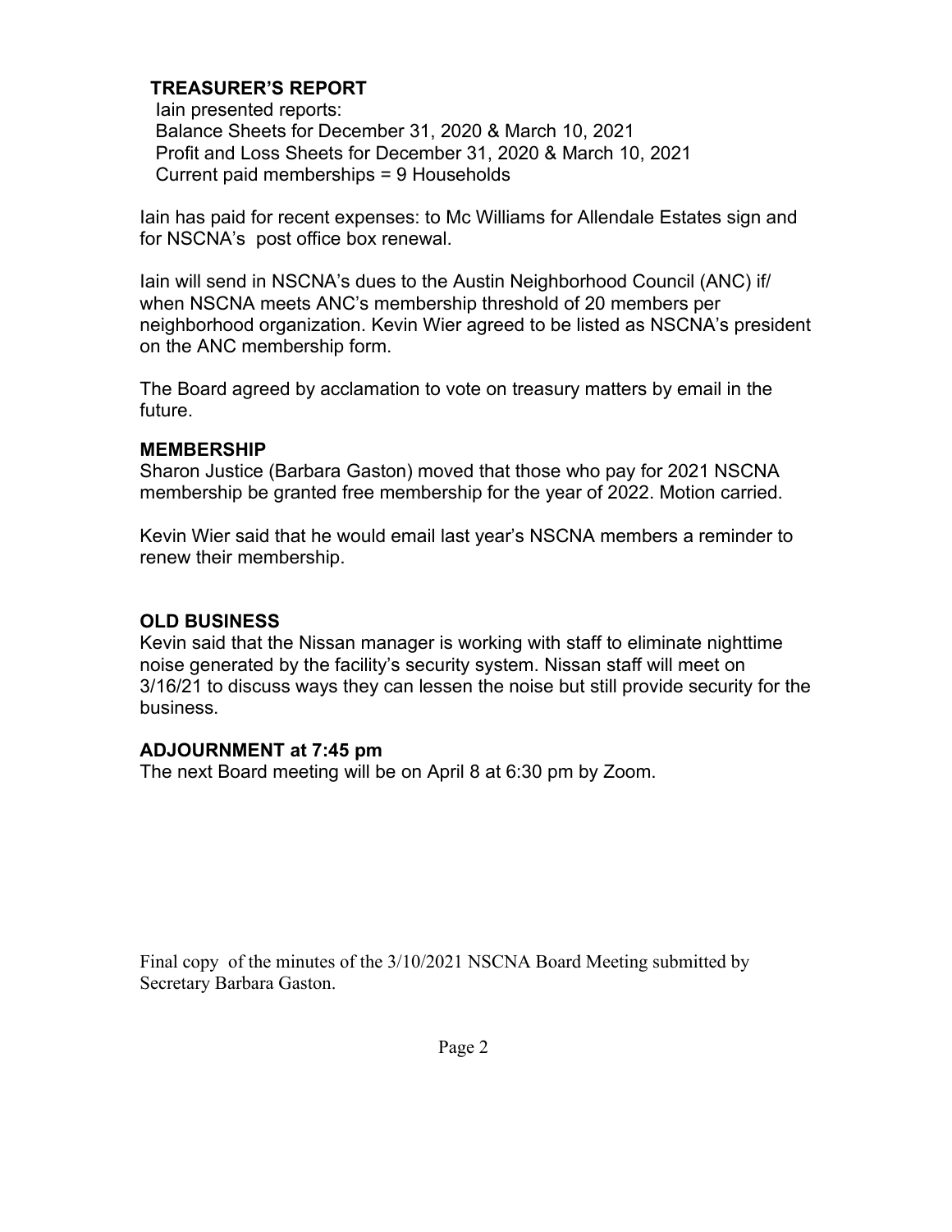## TREASURER'S REPORT

Iain presented reports:
Balance Sheets for December 31, 2020 & March 10, 2021
Profit and Loss Sheets for December 31, 2020 & March 10, 2021
Current paid memberships = 9 Households

Iain has paid for recent expenses: to Mc Williams for Allendale Estates sign and for NSCNA's post office box renewal.

Iain will send in NSCNA's dues to the Austin Neighborhood Council (ANC) if/ when NSCNA meets ANC's membership threshold of 20 members per neighborhood organization. Kevin Wier agreed to be listed as NSCNA's president on the ANC membership form.

The Board agreed by acclamation to vote on treasury matters by email in the future.

## MEMBERSHIP

Sharon Justice (Barbara Gaston) moved that those who pay for 2021 NSCNA membership be granted free membership for the year of 2022. Motion carried.

Kevin Wier said that he would email last year's NSCNA members a reminder to renew their membership.

## OLD BUSINESS

Kevin said that the Nissan manager is working with staff to eliminate nighttime noise generated by the facility's security system. Nissan staff will meet on 3/16/21 to discuss ways they can lessen the noise but still provide security for the business.

## ADJOURNMENT at 7:45 pm

The next Board meeting will be on April 8 at 6:30 pm by Zoom.

Final copy of the minutes of the 3/10/2021 NSCNA Board Meeting submitted by Secretary Barbara Gaston.